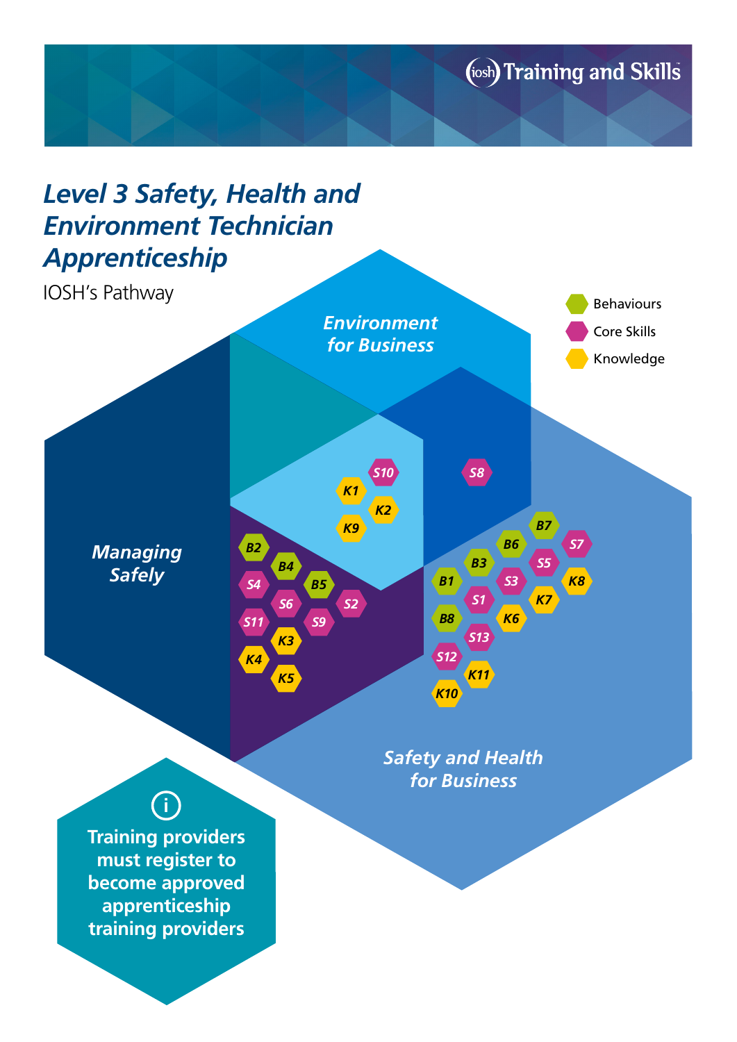iosh Training and Skills

# *Level 3 Safety, Health and Environment Technician Apprenticeship*

IOSH's Pathway

- Behaviours
- Core Skills
- Knowledge

***Environment for Business***

***Managing Safely***

***Safety and Health for Business***

S10 K1 K2 K9

S8

B2 B4 B5 S4 S6 S2 S11 S9 K3 K4 K5

B7 B6 S7 B3 S5 B1 S3 K8 S1 K7 B8 K6 S13 S12 K11 K10

**Training providers must register to become approved apprenticeship training providers**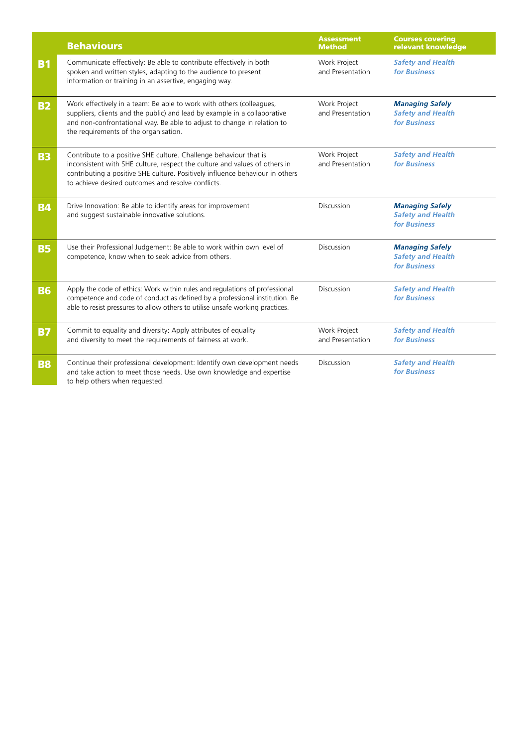| | Behaviours | Assessment Method | Courses covering relevant knowledge |
|---|---|---|---|
| **B1** | Communicate effectively: Be able to contribute effectively in both spoken and written styles, adapting to the audience to present information or training in an assertive, engaging way. | Work Project and Presentation | ***Safety and Health for Business*** |
| **B2** | Work effectively in a team: Be able to work with others (colleagues, suppliers, clients and the public) and lead by example in a collaborative and non-confrontational way. Be able to adjust to change in relation to the requirements of the organisation. | Work Project and Presentation | ***Managing Safely*** ***Safety and Health for Business*** |
| **B3** | Contribute to a positive SHE culture. Challenge behaviour that is inconsistent with SHE culture, respect the culture and values of others in contributing a positive SHE culture. Positively influence behaviour in others to achieve desired outcomes and resolve conflicts. | Work Project and Presentation | ***Safety and Health for Business*** |
| **B4** | Drive Innovation: Be able to identify areas for improvement and suggest sustainable innovative solutions. | Discussion | ***Managing Safely*** ***Safety and Health for Business*** |
| **B5** | Use their Professional Judgement: Be able to work within own level of competence, know when to seek advice from others. | Discussion | ***Managing Safely*** ***Safety and Health for Business*** |
| **B6** | Apply the code of ethics: Work within rules and regulations of professional competence and code of conduct as defined by a professional institution. Be able to resist pressures to allow others to utilise unsafe working practices. | Discussion | ***Safety and Health for Business*** |
| **B7** | Commit to equality and diversity: Apply attributes of equality and diversity to meet the requirements of fairness at work. | Work Project and Presentation | ***Safety and Health for Business*** |
| **B8** | Continue their professional development: Identify own development needs and take action to meet those needs. Use own knowledge and expertise to help others when requested. | Discussion | ***Safety and Health for Business*** |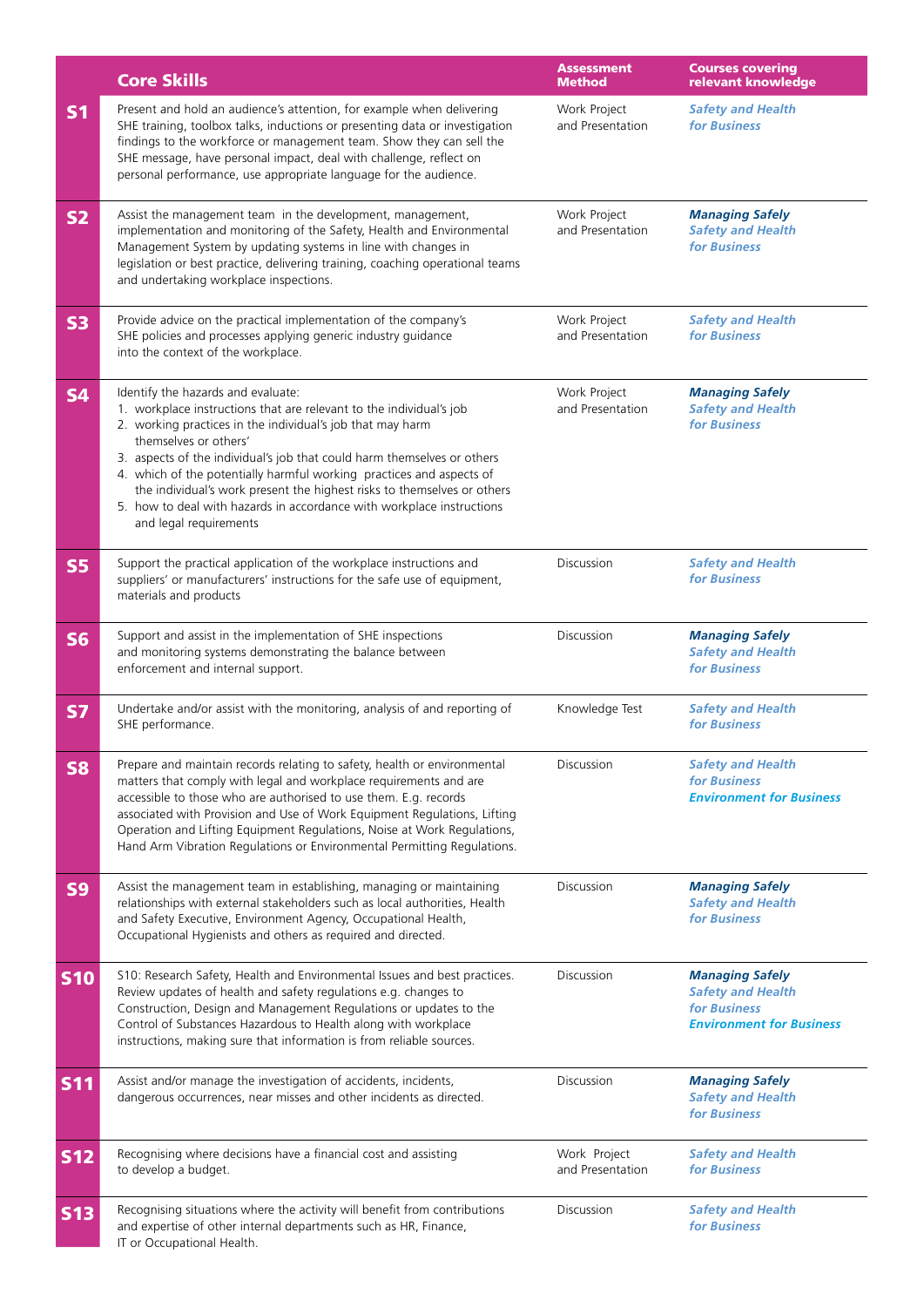| | Core Skills | Assessment Method | Courses covering relevant knowledge |
|---|---|---|---|
| **S1** | Present and hold an audience's attention, for example when delivering SHE training, toolbox talks, inductions or presenting data or investigation findings to the workforce or management team. Show they can sell the SHE message, have personal impact, deal with challenge, reflect on personal performance, use appropriate language for the audience. | Work Project and Presentation | ***Safety and Health for Business*** |
| **S2** | Assist the management team in the development, management, implementation and monitoring of the Safety, Health and Environmental Management System by updating systems in line with changes in legislation or best practice, delivering training, coaching operational teams and undertaking workplace inspections. | Work Project and Presentation | ***Managing Safely***<br>***Safety and Health for Business*** |
| **S3** | Provide advice on the practical implementation of the company's SHE policies and processes applying generic industry guidance into the context of the workplace. | Work Project and Presentation | ***Safety and Health for Business*** |
| **S4** | Identify the hazards and evaluate:<br>1. workplace instructions that are relevant to the individual's job<br>2. working practices in the individual's job that may harm themselves or others'<br>3. aspects of the individual's job that could harm themselves or others<br>4. which of the potentially harmful working practices and aspects of the individual's work present the highest risks to themselves or others<br>5. how to deal with hazards in accordance with workplace instructions and legal requirements | Work Project and Presentation | ***Managing Safely***<br>***Safety and Health for Business*** |
| **S5** | Support the practical application of the workplace instructions and suppliers' or manufacturers' instructions for the safe use of equipment, materials and products | Discussion | ***Safety and Health for Business*** |
| **S6** | Support and assist in the implementation of SHE inspections and monitoring systems demonstrating the balance between enforcement and internal support. | Discussion | ***Managing Safely***<br>***Safety and Health for Business*** |
| **S7** | Undertake and/or assist with the monitoring, analysis of and reporting of SHE performance. | Knowledge Test | ***Safety and Health for Business*** |
| **S8** | Prepare and maintain records relating to safety, health or environmental matters that comply with legal and workplace requirements and are accessible to those who are authorised to use them. E.g. records associated with Provision and Use of Work Equipment Regulations, Lifting Operation and Lifting Equipment Regulations, Noise at Work Regulations, Hand Arm Vibration Regulations or Environmental Permitting Regulations. | Discussion | ***Safety and Health for Business***<br>***Environment for Business*** |
| **S9** | Assist the management team in establishing, managing or maintaining relationships with external stakeholders such as local authorities, Health and Safety Executive, Environment Agency, Occupational Health, Occupational Hygienists and others as required and directed. | Discussion | ***Managing Safely***<br>***Safety and Health for Business*** |
| **S10** | S10: Research Safety, Health and Environmental Issues and best practices. Review updates of health and safety regulations e.g. changes to Construction, Design and Management Regulations or updates to the Control of Substances Hazardous to Health along with workplace instructions, making sure that information is from reliable sources. | Discussion | ***Managing Safely***<br>***Safety and Health for Business***<br>***Environment for Business*** |
| **S11** | Assist and/or manage the investigation of accidents, incidents, dangerous occurrences, near misses and other incidents as directed. | Discussion | ***Managing Safely***<br>***Safety and Health for Business*** |
| **S12** | Recognising where decisions have a financial cost and assisting to develop a budget. | Work Project and Presentation | ***Safety and Health for Business*** |
| **S13** | Recognising situations where the activity will benefit from contributions and expertise of other internal departments such as HR, Finance, IT or Occupational Health. | Discussion | ***Safety and Health for Business*** |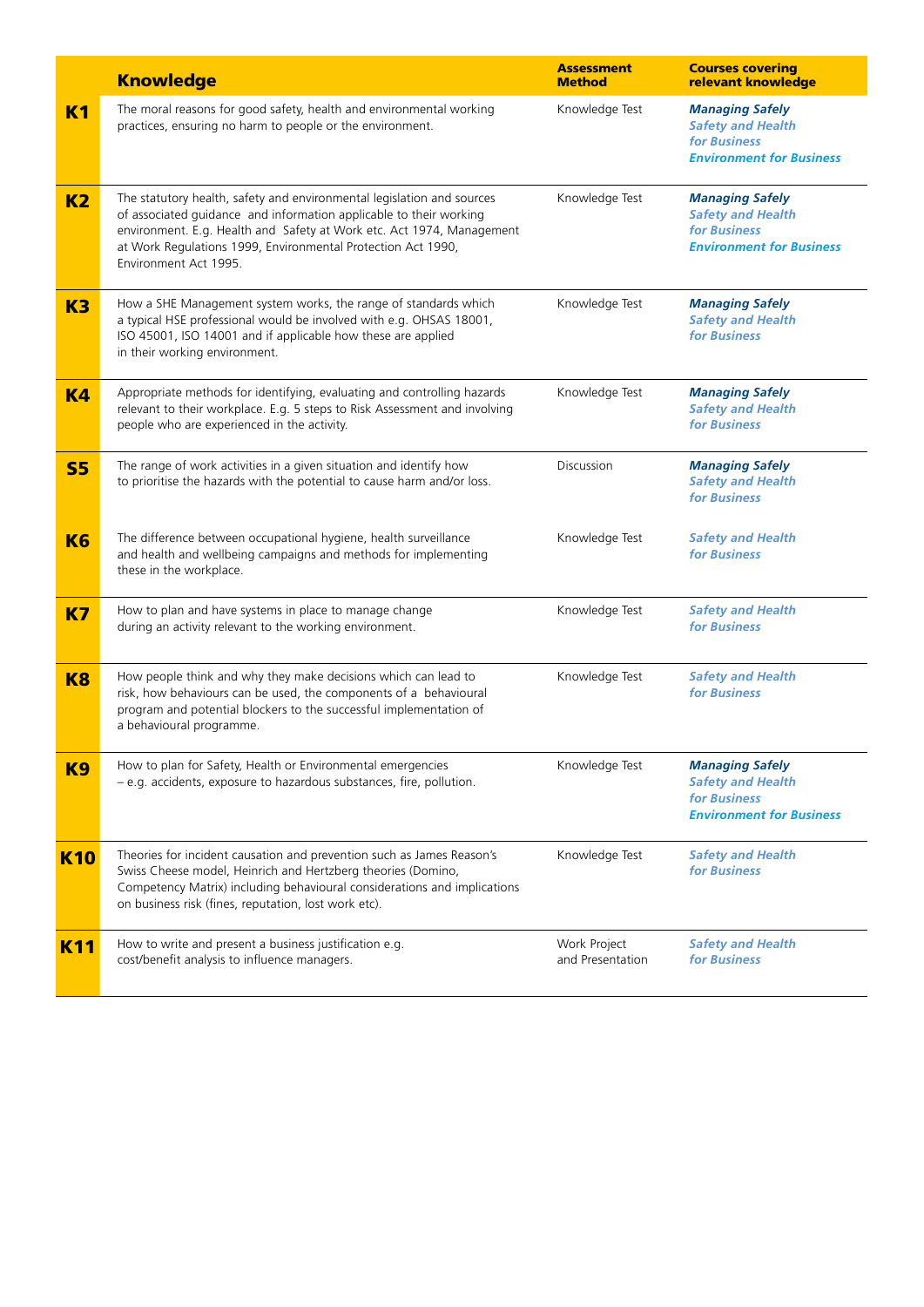| | Knowledge | Assessment Method | Courses covering relevant knowledge |
|---|---|---|---|
| **K1** | The moral reasons for good safety, health and environmental working practices, ensuring no harm to people or the environment. | Knowledge Test | ***Managing Safely*** ***Safety and Health for Business*** ***Environment for Business*** |
| **K2** | The statutory health, safety and environmental legislation and sources of associated guidance and information applicable to their working environment. E.g. Health and Safety at Work etc. Act 1974, Management at Work Regulations 1999, Environmental Protection Act 1990, Environment Act 1995. | Knowledge Test | ***Managing Safely*** ***Safety and Health for Business*** ***Environment for Business*** |
| **K3** | How a SHE Management system works, the range of standards which a typical HSE professional would be involved with e.g. OHSAS 18001, ISO 45001, ISO 14001 and if applicable how these are applied in their working environment. | Knowledge Test | ***Managing Safely*** ***Safety and Health for Business*** |
| **K4** | Appropriate methods for identifying, evaluating and controlling hazards relevant to their workplace. E.g. 5 steps to Risk Assessment and involving people who are experienced in the activity. | Knowledge Test | ***Managing Safely*** ***Safety and Health for Business*** |
| **S5** | The range of work activities in a given situation and identify how to prioritise the hazards with the potential to cause harm and/or loss. | Discussion | ***Managing Safely*** ***Safety and Health for Business*** |
| **K6** | The difference between occupational hygiene, health surveillance and health and wellbeing campaigns and methods for implementing these in the workplace. | Knowledge Test | ***Safety and Health for Business*** |
| **K7** | How to plan and have systems in place to manage change during an activity relevant to the working environment. | Knowledge Test | ***Safety and Health for Business*** |
| **K8** | How people think and why they make decisions which can lead to risk, how behaviours can be used, the components of a behavioural program and potential blockers to the successful implementation of a behavioural programme. | Knowledge Test | ***Safety and Health for Business*** |
| **K9** | How to plan for Safety, Health or Environmental emergencies – e.g. accidents, exposure to hazardous substances, fire, pollution. | Knowledge Test | ***Managing Safely*** ***Safety and Health for Business*** ***Environment for Business*** |
| **K10** | Theories for incident causation and prevention such as James Reason's Swiss Cheese model, Heinrich and Hertzberg theories (Domino, Competency Matrix) including behavioural considerations and implications on business risk (fines, reputation, lost work etc). | Knowledge Test | ***Safety and Health for Business*** |
| **K11** | How to write and present a business justification e.g. cost/benefit analysis to influence managers. | Work Project and Presentation | ***Safety and Health for Business*** |